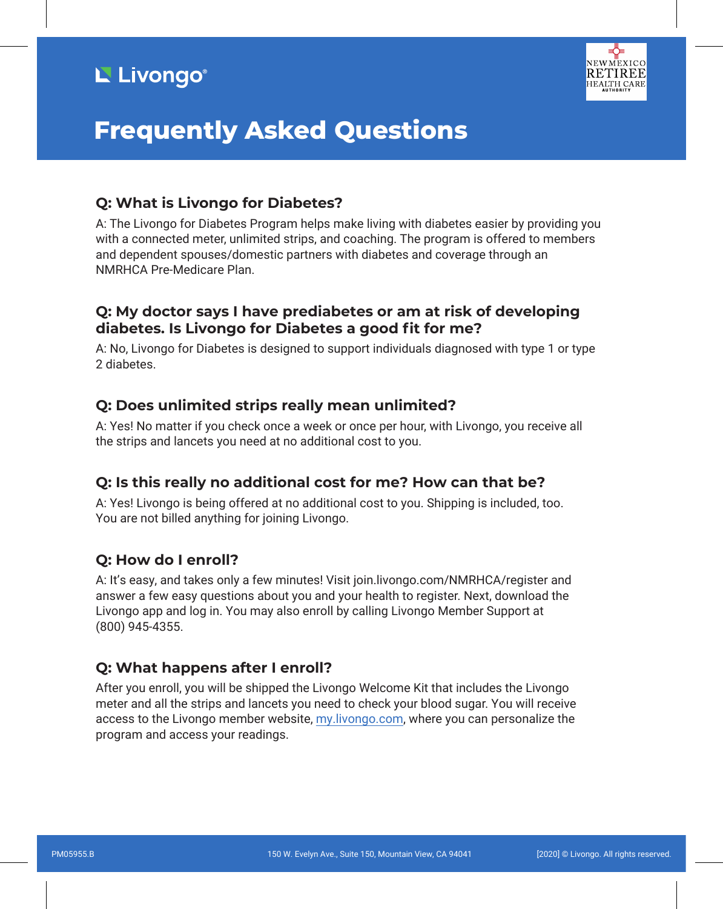Livongo®

NEW MEXICO RETIREE HEALTH CARE AUTHORITY

# Frequently Asked Questions

### Q: What is Livongo for Diabetes?

A: The Livongo for Diabetes Program helps make living with diabetes easier by providing you with a connected meter, unlimited strips, and coaching. The program is offered to members and dependent spouses/domestic partners with diabetes and coverage through an NMRHCA Pre-Medicare Plan.

### Q: My doctor says I have prediabetes or am at risk of developing diabetes. Is Livongo for Diabetes a good fit for me?

A: No, Livongo for Diabetes is designed to support individuals diagnosed with type 1 or type 2 diabetes.

### Q: Does unlimited strips really mean unlimited?

A: Yes! No matter if you check once a week or once per hour, with Livongo, you receive all the strips and lancets you need at no additional cost to you.

### Q: Is this really no additional cost for me? How can that be?

A: Yes! Livongo is being offered at no additional cost to you. Shipping is included, too. You are not billed anything for joining Livongo.

### Q: How do I enroll?

A: It's easy, and takes only a few minutes! Visit join.livongo.com/NMRHCA/register and answer a few easy questions about you and your health to register. Next, download the Livongo app and log in. You may also enroll by calling Livongo Member Support at (800) 945-4355.

### Q: What happens after I enroll?

After you enroll, you will be shipped the Livongo Welcome Kit that includes the Livongo meter and all the strips and lancets you need to check your blood sugar. You will receive access to the Livongo member website, my.livongo.com, where you can personalize the program and access your readings.

PM05955.B    150 W. Evelyn Ave., Suite 150, Mountain View, CA 94041    [2020] © Livongo. All rights reserved.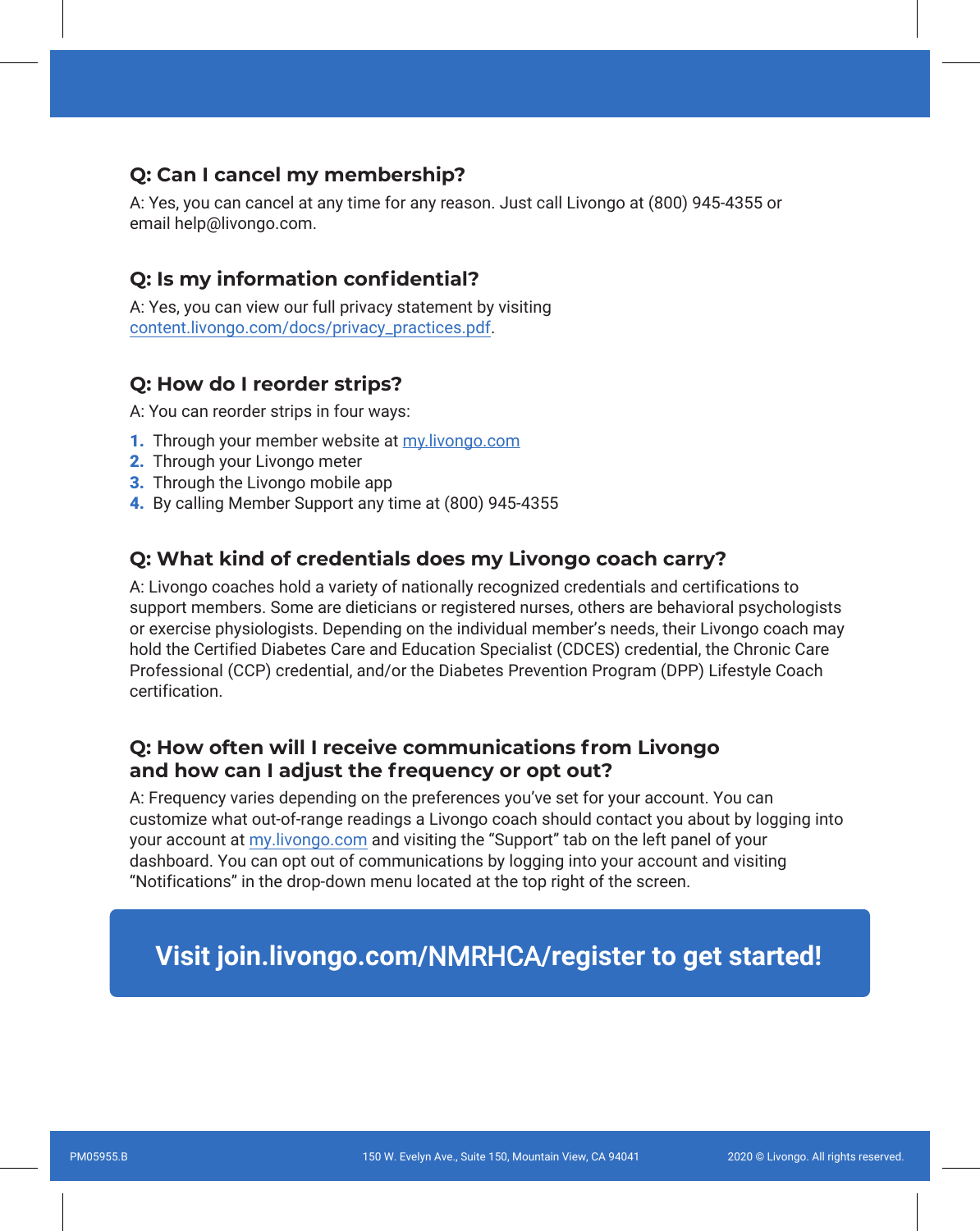### Q: Can I cancel my membership?

A: Yes, you can cancel at any time for any reason. Just call Livongo at (800) 945-4355 or email help@livongo.com.

### Q: Is my information confidential?

A: Yes, you can view our full privacy statement by visiting content.livongo.com/docs/privacy_practices.pdf.

### Q: How do I reorder strips?

A: You can reorder strips in four ways:

1. Through your member website at my.livongo.com
2. Through your Livongo meter
3. Through the Livongo mobile app
4. By calling Member Support any time at (800) 945-4355

### Q: What kind of credentials does my Livongo coach carry?

A: Livongo coaches hold a variety of nationally recognized credentials and certifications to support members. Some are dieticians or registered nurses, others are behavioral psychologists or exercise physiologists. Depending on the individual member's needs, their Livongo coach may hold the Certified Diabetes Care and Education Specialist (CDCES) credential, the Chronic Care Professional (CCP) credential, and/or the Diabetes Prevention Program (DPP) Lifestyle Coach certification.

### Q: How often will I receive communications from Livongo and how can I adjust the frequency or opt out?

A: Frequency varies depending on the preferences you've set for your account. You can customize what out-of-range readings a Livongo coach should contact you about by logging into your account at my.livongo.com and visiting the "Support" tab on the left panel of your dashboard. You can opt out of communications by logging into your account and visiting "Notifications" in the drop-down menu located at the top right of the screen.

**Visit join.livongo.com/NMRHCA/register to get started!**

PM05955.B

150 W. Evelyn Ave., Suite 150, Mountain View, CA 94041

2020 © Livongo. All rights reserved.